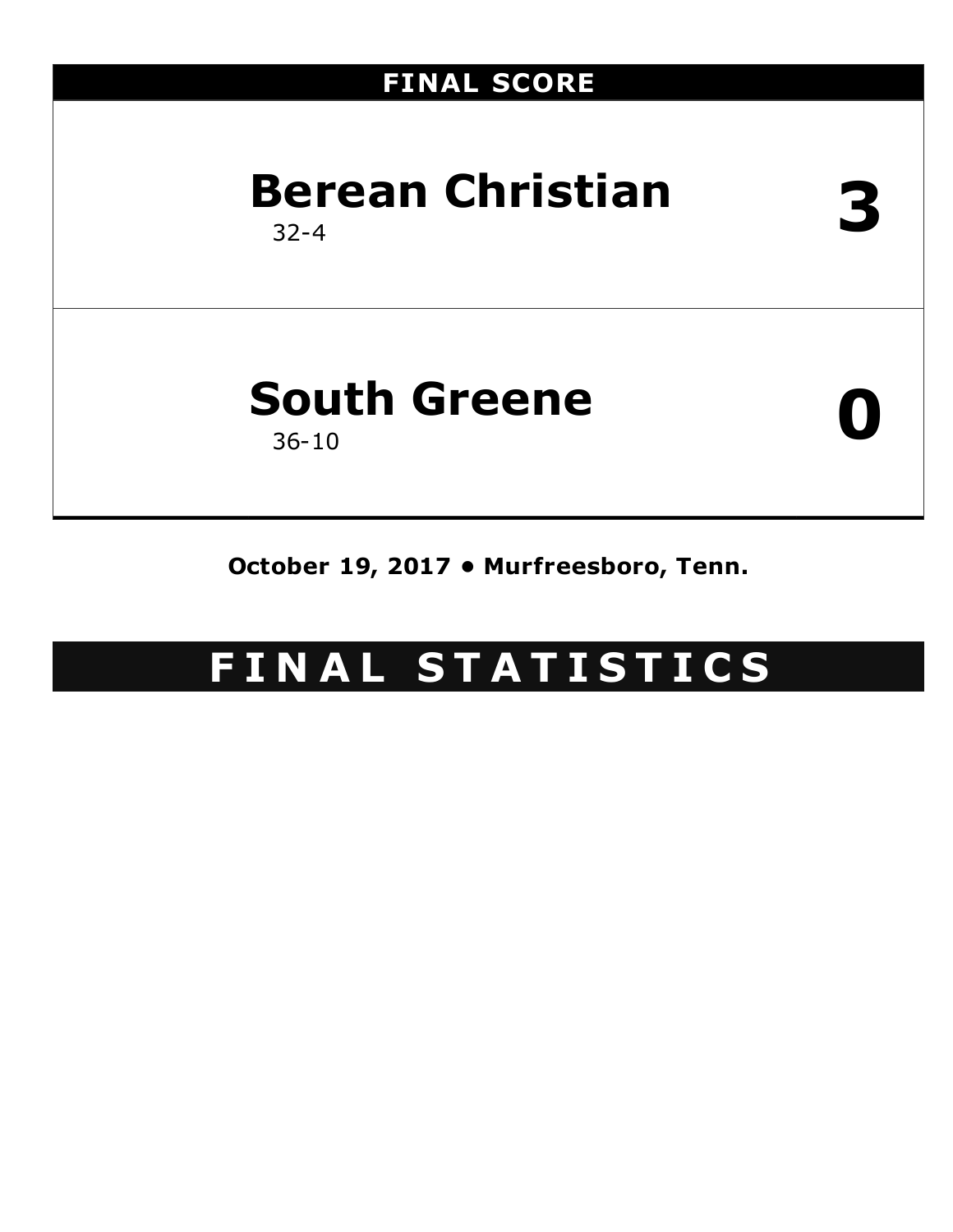## FINAL SCORE

| Team | Record | Score |
|---|---|---|
| **Berean Christian** | 32-4 | **3** |
| **South Greene** | 36-10 | **0** |

**October 19, 2017 • Murfreesboro, Tenn.**

# F I N A L S T A T I S T I C S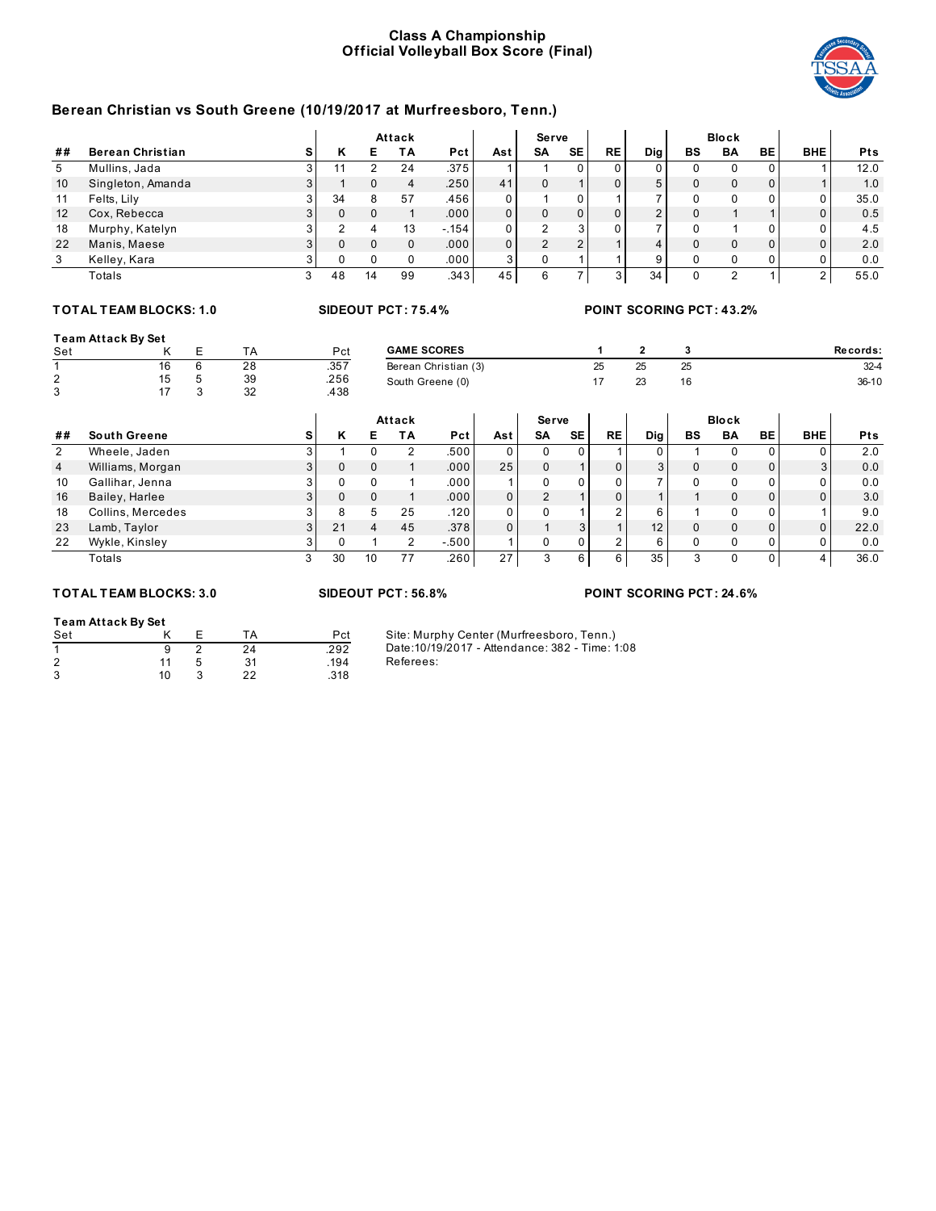# Class A Championship
## Official Volleyball Box Score (Final)

### Berean Christian vs South Greene (10/19/2017 at Murfreesboro, Tenn.)

| | | | Attack | | | | | Serve | | | | Block | | | | |
|---|---|---|---|---|---|---|---|---|---|---|---|---|---|---|---|---|
| ## | Berean Christian | S | K | E | TA | Pct | Ast | SA | SE | RE | Dig | BS | BA | BE | BHE | Pts |
| 5 | Mullins, Jada | 3 | 11 | 2 | 24 | .375 | 1 | 1 | 0 | 0 | 0 | 0 | 0 | 0 | 1 | 12.0 |
| 10 | Singleton, Amanda | 3 | 1 | 0 | 4 | .250 | 41 | 0 | 1 | 0 | 5 | 0 | 0 | 0 | 1 | 1.0 |
| 11 | Felts, Lily | 3 | 34 | 8 | 57 | .456 | 0 | 1 | 0 | 1 | 7 | 0 | 0 | 0 | 0 | 35.0 |
| 12 | Cox, Rebecca | 3 | 0 | 0 | 1 | .000 | 0 | 0 | 0 | 0 | 2 | 0 | 1 | 1 | 0 | 0.5 |
| 18 | Murphy, Katelyn | 3 | 2 | 4 | 13 | -.154 | 0 | 2 | 3 | 0 | 7 | 0 | 1 | 0 | 0 | 4.5 |
| 22 | Manis, Maese | 3 | 0 | 0 | 0 | .000 | 0 | 2 | 2 | 1 | 4 | 0 | 0 | 0 | 0 | 2.0 |
| 3 | Kelley, Kara | 3 | 0 | 0 | 0 | .000 | 3 | 0 | 1 | 1 | 9 | 0 | 0 | 0 | 0 | 0.0 |
| | Totals | 3 | 48 | 14 | 99 | .343 | 45 | 6 | 7 | 3 | 34 | 0 | 2 | 1 | 2 | 55.0 |

**TOTAL TEAM BLOCKS: 1.0** | **SIDEOUT PCT: 75.4%** | **POINT SCORING PCT: 43.2%**

**Team Attack By Set**

| Set | K | E | TA | Pct |
|---|---|---|---|---|
| 1 | 16 | 6 | 28 | .357 |
| 2 | 15 | 5 | 39 | .256 |
| 3 | 17 | 3 | 32 | .438 |

| GAME SCORES | 1 | 2 | 3 | Records: |
|---|---|---|---|---|
| Berean Christian (3) | 25 | 25 | 25 | 32-4 |
| South Greene (0) | 17 | 23 | 16 | 36-10 |

| | | | Attack | | | | | Serve | | | | Block | | | | |
|---|---|---|---|---|---|---|---|---|---|---|---|---|---|---|---|---|
| ## | South Greene | S | K | E | TA | Pct | Ast | SA | SE | RE | Dig | BS | BA | BE | BHE | Pts |
| 2 | Wheele, Jaden | 3 | 1 | 0 | 2 | .500 | 0 | 0 | 0 | 1 | 0 | 1 | 0 | 0 | 0 | 2.0 |
| 4 | Williams, Morgan | 3 | 0 | 0 | 1 | .000 | 25 | 0 | 1 | 0 | 3 | 0 | 0 | 0 | 3 | 0.0 |
| 10 | Gallihar, Jenna | 3 | 0 | 0 | 1 | .000 | 1 | 0 | 0 | 0 | 7 | 0 | 0 | 0 | 0 | 0.0 |
| 16 | Bailey, Harlee | 3 | 0 | 0 | 1 | .000 | 0 | 2 | 1 | 0 | 1 | 1 | 0 | 0 | 0 | 3.0 |
| 18 | Collins, Mercedes | 3 | 8 | 5 | 25 | .120 | 0 | 0 | 1 | 2 | 6 | 1 | 0 | 0 | 1 | 9.0 |
| 23 | Lamb, Taylor | 3 | 21 | 4 | 45 | .378 | 0 | 1 | 3 | 1 | 12 | 0 | 0 | 0 | 0 | 22.0 |
| 22 | Wykle, Kinsley | 3 | 0 | 1 | 2 | -.500 | 1 | 0 | 0 | 2 | 6 | 0 | 0 | 0 | 0 | 0.0 |
| | Totals | 3 | 30 | 10 | 77 | .260 | 27 | 3 | 6 | 6 | 35 | 3 | 0 | 0 | 4 | 36.0 |

**TOTAL TEAM BLOCKS: 3.0** | **SIDEOUT PCT: 56.8%** | **POINT SCORING PCT: 24.6%**

**Team Attack By Set**

| Set | K | E | TA | Pct |
|---|---|---|---|---|
| 1 | 9 | 2 | 24 | .292 |
| 2 | 11 | 5 | 31 | .194 |
| 3 | 10 | 3 | 22 | .318 |

Site: Murphy Center (Murfreesboro, Tenn.)
Date:10/19/2017 - Attendance: 382 - Time: 1:08
Referees: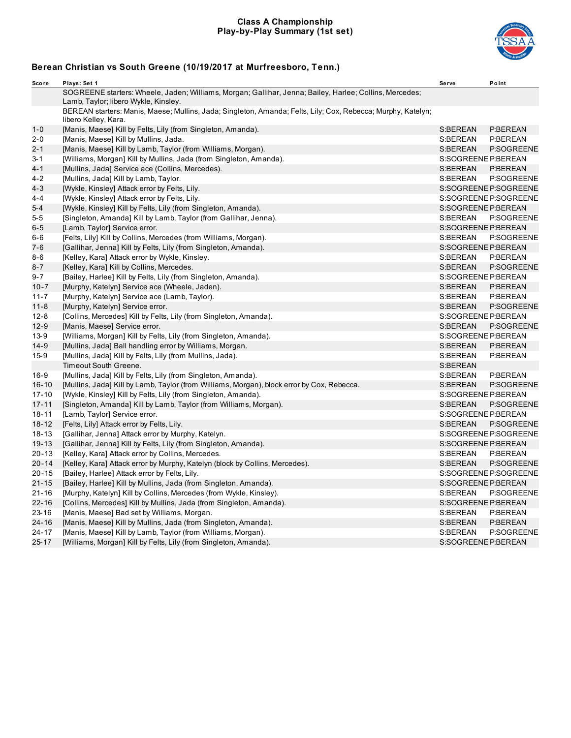# Class A Championship
## Play-by-Play Summary (1st set)

### Berean Christian vs South Greene (10/19/2017 at Murfreesboro, Tenn.)

| Score | Plays: Set 1 | Serve | Point |
|---|---|---|---|
| | SOGREENE starters: Wheele, Jaden; Williams, Morgan; Gallihar, Jenna; Bailey, Harlee; Collins, Mercedes; Lamb, Taylor; libero Wykle, Kinsley. | | |
| | BEREAN starters: Manis, Maese; Mullins, Jada; Singleton, Amanda; Felts, Lily; Cox, Rebecca; Murphy, Katelyn; libero Kelley, Kara. | | |
| 1-0 | [Manis, Maese] Kill by Felts, Lily (from Singleton, Amanda). | S:BEREAN | P:BEREAN |
| 2-0 | [Manis, Maese] Kill by Mullins, Jada. | S:BEREAN | P:BEREAN |
| 2-1 | [Manis, Maese] Kill by Lamb, Taylor (from Williams, Morgan). | S:BEREAN | P:SOGREENE |
| 3-1 | [Williams, Morgan] Kill by Mullins, Jada (from Singleton, Amanda). | S:SOGREENE | P:BEREAN |
| 4-1 | [Mullins, Jada] Service ace (Collins, Mercedes). | S:BEREAN | P:BEREAN |
| 4-2 | [Mullins, Jada] Kill by Lamb, Taylor. | S:BEREAN | P:SOGREENE |
| 4-3 | [Wykle, Kinsley] Attack error by Felts, Lily. | S:SOGREENE | P:SOGREENE |
| 4-4 | [Wykle, Kinsley] Attack error by Felts, Lily. | S:SOGREENE | P:SOGREENE |
| 5-4 | [Wykle, Kinsley] Kill by Felts, Lily (from Singleton, Amanda). | S:SOGREENE | P:BEREAN |
| 5-5 | [Singleton, Amanda] Kill by Lamb, Taylor (from Gallihar, Jenna). | S:BEREAN | P:SOGREENE |
| 6-5 | [Lamb, Taylor] Service error. | S:SOGREENE | P:BEREAN |
| 6-6 | [Felts, Lily] Kill by Collins, Mercedes (from Williams, Morgan). | S:BEREAN | P:SOGREENE |
| 7-6 | [Gallihar, Jenna] Kill by Felts, Lily (from Singleton, Amanda). | S:SOGREENE | P:BEREAN |
| 8-6 | [Kelley, Kara] Attack error by Wykle, Kinsley. | S:BEREAN | P:BEREAN |
| 8-7 | [Kelley, Kara] Kill by Collins, Mercedes. | S:BEREAN | P:SOGREENE |
| 9-7 | [Bailey, Harlee] Kill by Felts, Lily (from Singleton, Amanda). | S:SOGREENE | P:BEREAN |
| 10-7 | [Murphy, Katelyn] Service ace (Wheele, Jaden). | S:BEREAN | P:BEREAN |
| 11-7 | [Murphy, Katelyn] Service ace (Lamb, Taylor). | S:BEREAN | P:BEREAN |
| 11-8 | [Murphy, Katelyn] Service error. | S:BEREAN | P:SOGREENE |
| 12-8 | [Collins, Mercedes] Kill by Felts, Lily (from Singleton, Amanda). | S:SOGREENE | P:BEREAN |
| 12-9 | [Manis, Maese] Service error. | S:BEREAN | P:SOGREENE |
| 13-9 | [Williams, Morgan] Kill by Felts, Lily (from Singleton, Amanda). | S:SOGREENE | P:BEREAN |
| 14-9 | [Mullins, Jada] Ball handling error by Williams, Morgan. | S:BEREAN | P:BEREAN |
| 15-9 | [Mullins, Jada] Kill by Felts, Lily (from Mullins, Jada). | S:BEREAN | P:BEREAN |
| | Timeout South Greene. | S:BEREAN | |
| 16-9 | [Mullins, Jada] Kill by Felts, Lily (from Singleton, Amanda). | S:BEREAN | P:BEREAN |
| 16-10 | [Mullins, Jada] Kill by Lamb, Taylor (from Williams, Morgan), block error by Cox, Rebecca. | S:BEREAN | P:SOGREENE |
| 17-10 | [Wykle, Kinsley] Kill by Felts, Lily (from Singleton, Amanda). | S:SOGREENE | P:BEREAN |
| 17-11 | [Singleton, Amanda] Kill by Lamb, Taylor (from Williams, Morgan). | S:BEREAN | P:SOGREENE |
| 18-11 | [Lamb, Taylor] Service error. | S:SOGREENE | P:BEREAN |
| 18-12 | [Felts, Lily] Attack error by Felts, Lily. | S:BEREAN | P:SOGREENE |
| 18-13 | [Gallihar, Jenna] Attack error by Murphy, Katelyn. | S:SOGREENE | P:SOGREENE |
| 19-13 | [Gallihar, Jenna] Kill by Felts, Lily (from Singleton, Amanda). | S:SOGREENE | P:BEREAN |
| 20-13 | [Kelley, Kara] Attack error by Collins, Mercedes. | S:BEREAN | P:BEREAN |
| 20-14 | [Kelley, Kara] Attack error by Murphy, Katelyn (block by Collins, Mercedes). | S:BEREAN | P:SOGREENE |
| 20-15 | [Bailey, Harlee] Attack error by Felts, Lily. | S:SOGREENE | P:SOGREENE |
| 21-15 | [Bailey, Harlee] Kill by Mullins, Jada (from Singleton, Amanda). | S:SOGREENE | P:BEREAN |
| 21-16 | [Murphy, Katelyn] Kill by Collins, Mercedes (from Wykle, Kinsley). | S:BEREAN | P:SOGREENE |
| 22-16 | [Collins, Mercedes] Kill by Mullins, Jada (from Singleton, Amanda). | S:SOGREENE | P:BEREAN |
| 23-16 | [Manis, Maese] Bad set by Williams, Morgan. | S:BEREAN | P:BEREAN |
| 24-16 | [Manis, Maese] Kill by Mullins, Jada (from Singleton, Amanda). | S:BEREAN | P:BEREAN |
| 24-17 | [Manis, Maese] Kill by Lamb, Taylor (from Williams, Morgan). | S:BEREAN | P:SOGREENE |
| 25-17 | [Williams, Morgan] Kill by Felts, Lily (from Singleton, Amanda). | S:SOGREENE | P:BEREAN |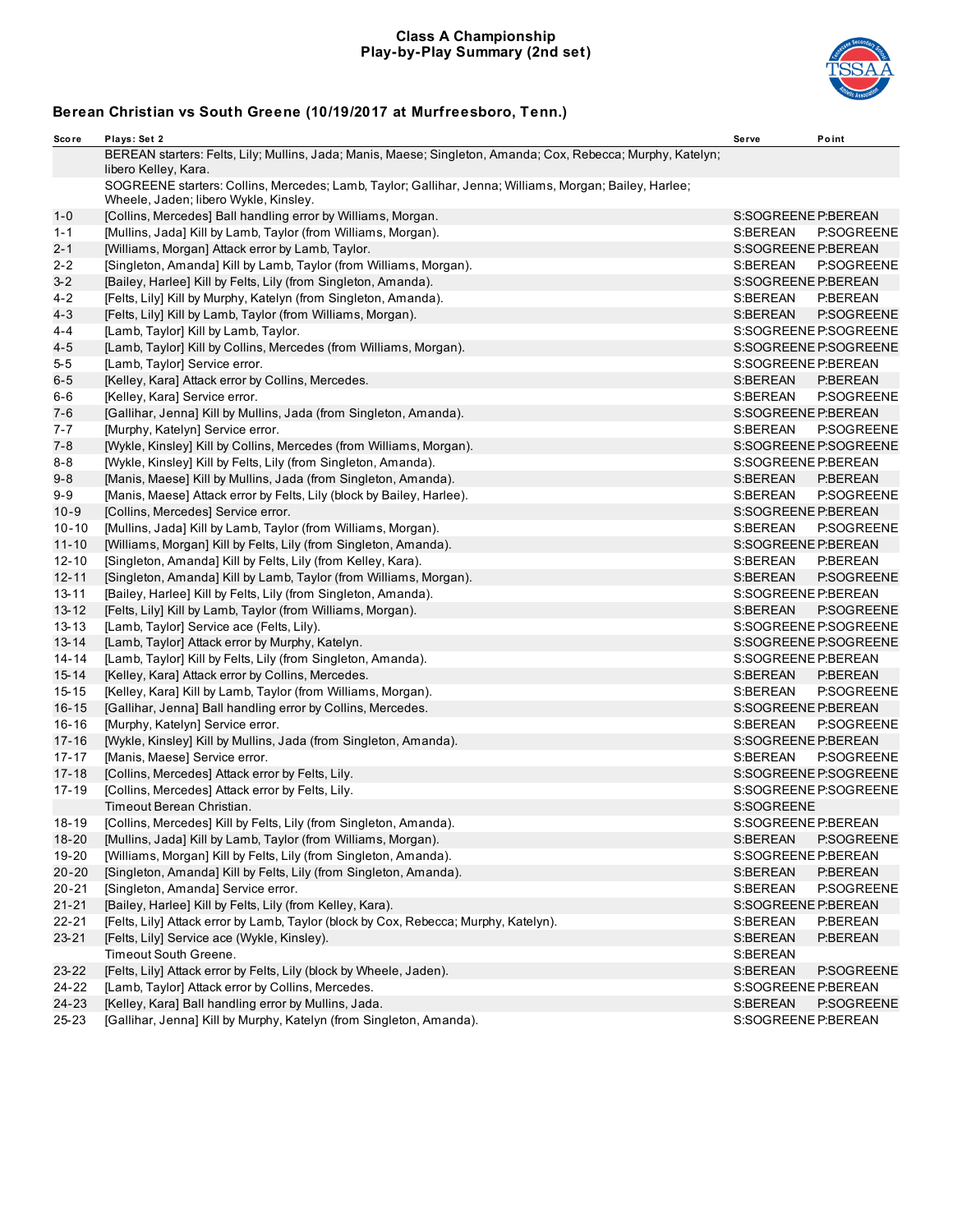# Class A Championship
## Play-by-Play Summary (2nd set)

### Berean Christian vs South Greene (10/19/2017 at Murfreesboro, Tenn.)

| Score | Plays: Set 2 | Serve | Point |
|---|---|---|---|
| | BEREAN starters: Felts, Lily; Mullins, Jada; Manis, Maese; Singleton, Amanda; Cox, Rebecca; Murphy, Katelyn; libero Kelley, Kara. | | |
| | SOGREENE starters: Collins, Mercedes; Lamb, Taylor; Gallihar, Jenna; Williams, Morgan; Bailey, Harlee; Wheele, Jaden; libero Wykle, Kinsley. | | |
| 1-0 | [Collins, Mercedes] Ball handling error by Williams, Morgan. | S:SOGREENE | P:BEREAN |
| 1-1 | [Mullins, Jada] Kill by Lamb, Taylor (from Williams, Morgan). | S:BEREAN | P:SOGREENE |
| 2-1 | [Williams, Morgan] Attack error by Lamb, Taylor. | S:SOGREENE | P:BEREAN |
| 2-2 | [Singleton, Amanda] Kill by Lamb, Taylor (from Williams, Morgan). | S:BEREAN | P:SOGREENE |
| 3-2 | [Bailey, Harlee] Kill by Felts, Lily (from Singleton, Amanda). | S:SOGREENE | P:BEREAN |
| 4-2 | [Felts, Lily] Kill by Murphy, Katelyn (from Singleton, Amanda). | S:BEREAN | P:BEREAN |
| 4-3 | [Felts, Lily] Kill by Lamb, Taylor (from Williams, Morgan). | S:BEREAN | P:SOGREENE |
| 4-4 | [Lamb, Taylor] Kill by Lamb, Taylor. | S:SOGREENE | P:SOGREENE |
| 4-5 | [Lamb, Taylor] Kill by Collins, Mercedes (from Williams, Morgan). | S:SOGREENE | P:SOGREENE |
| 5-5 | [Lamb, Taylor] Service error. | S:SOGREENE | P:BEREAN |
| 6-5 | [Kelley, Kara] Attack error by Collins, Mercedes. | S:BEREAN | P:BEREAN |
| 6-6 | [Kelley, Kara] Service error. | S:BEREAN | P:SOGREENE |
| 7-6 | [Gallihar, Jenna] Kill by Mullins, Jada (from Singleton, Amanda). | S:SOGREENE | P:BEREAN |
| 7-7 | [Murphy, Katelyn] Service error. | S:BEREAN | P:SOGREENE |
| 7-8 | [Wykle, Kinsley] Kill by Collins, Mercedes (from Williams, Morgan). | S:SOGREENE | P:SOGREENE |
| 8-8 | [Wykle, Kinsley] Kill by Felts, Lily (from Singleton, Amanda). | S:SOGREENE | P:BEREAN |
| 9-8 | [Manis, Maese] Kill by Mullins, Jada (from Singleton, Amanda). | S:BEREAN | P:BEREAN |
| 9-9 | [Manis, Maese] Attack error by Felts, Lily (block by Bailey, Harlee). | S:BEREAN | P:SOGREENE |
| 10-9 | [Collins, Mercedes] Service error. | S:SOGREENE | P:BEREAN |
| 10-10 | [Mullins, Jada] Kill by Lamb, Taylor (from Williams, Morgan). | S:BEREAN | P:SOGREENE |
| 11-10 | [Williams, Morgan] Kill by Felts, Lily (from Singleton, Amanda). | S:SOGREENE | P:BEREAN |
| 12-10 | [Singleton, Amanda] Kill by Felts, Lily (from Kelley, Kara). | S:BEREAN | P:BEREAN |
| 12-11 | [Singleton, Amanda] Kill by Lamb, Taylor (from Williams, Morgan). | S:BEREAN | P:SOGREENE |
| 13-11 | [Bailey, Harlee] Kill by Felts, Lily (from Singleton, Amanda). | S:SOGREENE | P:BEREAN |
| 13-12 | [Felts, Lily] Kill by Lamb, Taylor (from Williams, Morgan). | S:BEREAN | P:SOGREENE |
| 13-13 | [Lamb, Taylor] Service ace (Felts, Lily). | S:SOGREENE | P:SOGREENE |
| 13-14 | [Lamb, Taylor] Attack error by Murphy, Katelyn. | S:SOGREENE | P:SOGREENE |
| 14-14 | [Lamb, Taylor] Kill by Felts, Lily (from Singleton, Amanda). | S:SOGREENE | P:BEREAN |
| 15-14 | [Kelley, Kara] Attack error by Collins, Mercedes. | S:BEREAN | P:BEREAN |
| 15-15 | [Kelley, Kara] Kill by Lamb, Taylor (from Williams, Morgan). | S:BEREAN | P:SOGREENE |
| 16-15 | [Gallihar, Jenna] Ball handling error by Collins, Mercedes. | S:SOGREENE | P:BEREAN |
| 16-16 | [Murphy, Katelyn] Service error. | S:BEREAN | P:SOGREENE |
| 17-16 | [Wykle, Kinsley] Kill by Mullins, Jada (from Singleton, Amanda). | S:SOGREENE | P:BEREAN |
| 17-17 | [Manis, Maese] Service error. | S:BEREAN | P:SOGREENE |
| 17-18 | [Collins, Mercedes] Attack error by Felts, Lily. | S:SOGREENE | P:SOGREENE |
| 17-19 | [Collins, Mercedes] Attack error by Felts, Lily. | S:SOGREENE | P:SOGREENE |
| | Timeout Berean Christian. | S:SOGREENE | |
| 18-19 | [Collins, Mercedes] Kill by Felts, Lily (from Singleton, Amanda). | S:SOGREENE | P:BEREAN |
| 18-20 | [Mullins, Jada] Kill by Lamb, Taylor (from Williams, Morgan). | S:BEREAN | P:SOGREENE |
| 19-20 | [Williams, Morgan] Kill by Felts, Lily (from Singleton, Amanda). | S:SOGREENE | P:BEREAN |
| 20-20 | [Singleton, Amanda] Kill by Felts, Lily (from Singleton, Amanda). | S:BEREAN | P:BEREAN |
| 20-21 | [Singleton, Amanda] Service error. | S:BEREAN | P:SOGREENE |
| 21-21 | [Bailey, Harlee] Kill by Felts, Lily (from Kelley, Kara). | S:SOGREENE | P:BEREAN |
| 22-21 | [Felts, Lily] Attack error by Lamb, Taylor (block by Cox, Rebecca; Murphy, Katelyn). | S:BEREAN | P:BEREAN |
| 23-21 | [Felts, Lily] Service ace (Wykle, Kinsley). | S:BEREAN | P:BEREAN |
| | Timeout South Greene. | S:BEREAN | |
| 23-22 | [Felts, Lily] Attack error by Felts, Lily (block by Wheele, Jaden). | S:BEREAN | P:SOGREENE |
| 24-22 | [Lamb, Taylor] Attack error by Collins, Mercedes. | S:SOGREENE | P:BEREAN |
| 24-23 | [Kelley, Kara] Ball handling error by Mullins, Jada. | S:BEREAN | P:SOGREENE |
| 25-23 | [Gallihar, Jenna] Kill by Murphy, Katelyn (from Singleton, Amanda). | S:SOGREENE | P:BEREAN |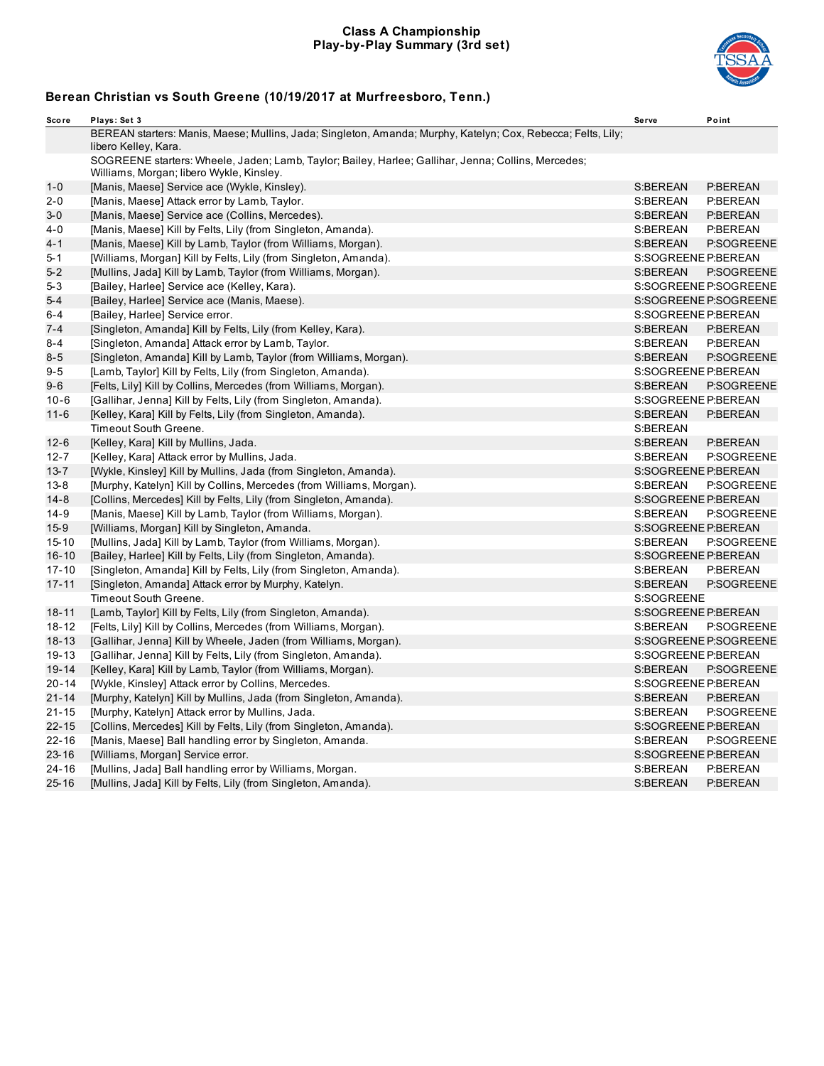**Class A Championship**
**Play-by-Play Summary (3rd set)**

## Berean Christian vs South Greene (10/19/2017 at Murfreesboro, Tenn.)

| Score | Plays: Set 3 | Serve | Point |
|---|---|---|---|
| | BEREAN starters: Manis, Maese; Mullins, Jada; Singleton, Amanda; Murphy, Katelyn; Cox, Rebecca; Felts, Lily; libero Kelley, Kara. | | |
| | SOGREENE starters: Wheele, Jaden; Lamb, Taylor; Bailey, Harlee; Gallihar, Jenna; Collins, Mercedes; Williams, Morgan; libero Wykle, Kinsley. | | |
| 1-0 | [Manis, Maese] Service ace (Wykle, Kinsley). | S:BEREAN | P:BEREAN |
| 2-0 | [Manis, Maese] Attack error by Lamb, Taylor. | S:BEREAN | P:BEREAN |
| 3-0 | [Manis, Maese] Service ace (Collins, Mercedes). | S:BEREAN | P:BEREAN |
| 4-0 | [Manis, Maese] Kill by Felts, Lily (from Singleton, Amanda). | S:BEREAN | P:BEREAN |
| 4-1 | [Manis, Maese] Kill by Lamb, Taylor (from Williams, Morgan). | S:BEREAN | P:SOGREENE |
| 5-1 | [Williams, Morgan] Kill by Felts, Lily (from Singleton, Amanda). | S:SOGREENE | P:BEREAN |
| 5-2 | [Mullins, Jada] Kill by Lamb, Taylor (from Williams, Morgan). | S:BEREAN | P:SOGREENE |
| 5-3 | [Bailey, Harlee] Service ace (Kelley, Kara). | S:SOGREENE | P:SOGREENE |
| 5-4 | [Bailey, Harlee] Service ace (Manis, Maese). | S:SOGREENE | P:SOGREENE |
| 6-4 | [Bailey, Harlee] Service error. | S:SOGREENE | P:BEREAN |
| 7-4 | [Singleton, Amanda] Kill by Felts, Lily (from Kelley, Kara). | S:BEREAN | P:BEREAN |
| 8-4 | [Singleton, Amanda] Attack error by Lamb, Taylor. | S:BEREAN | P:BEREAN |
| 8-5 | [Singleton, Amanda] Kill by Lamb, Taylor (from Williams, Morgan). | S:BEREAN | P:SOGREENE |
| 9-5 | [Lamb, Taylor] Kill by Felts, Lily (from Singleton, Amanda). | S:SOGREENE | P:BEREAN |
| 9-6 | [Felts, Lily] Kill by Collins, Mercedes (from Williams, Morgan). | S:BEREAN | P:SOGREENE |
| 10-6 | [Gallihar, Jenna] Kill by Felts, Lily (from Singleton, Amanda). | S:SOGREENE | P:BEREAN |
| 11-6 | [Kelley, Kara] Kill by Felts, Lily (from Singleton, Amanda). | S:BEREAN | P:BEREAN |
| | Timeout South Greene. | S:BEREAN | |
| 12-6 | [Kelley, Kara] Kill by Mullins, Jada. | S:BEREAN | P:BEREAN |
| 12-7 | [Kelley, Kara] Attack error by Mullins, Jada. | S:BEREAN | P:SOGREENE |
| 13-7 | [Wykle, Kinsley] Kill by Mullins, Jada (from Singleton, Amanda). | S:SOGREENE | P:BEREAN |
| 13-8 | [Murphy, Katelyn] Kill by Collins, Mercedes (from Williams, Morgan). | S:BEREAN | P:SOGREENE |
| 14-8 | [Collins, Mercedes] Kill by Felts, Lily (from Singleton, Amanda). | S:SOGREENE | P:BEREAN |
| 14-9 | [Manis, Maese] Kill by Lamb, Taylor (from Williams, Morgan). | S:BEREAN | P:SOGREENE |
| 15-9 | [Williams, Morgan] Kill by Singleton, Amanda. | S:SOGREENE | P:BEREAN |
| 15-10 | [Mullins, Jada] Kill by Lamb, Taylor (from Williams, Morgan). | S:BEREAN | P:SOGREENE |
| 16-10 | [Bailey, Harlee] Kill by Felts, Lily (from Singleton, Amanda). | S:SOGREENE | P:BEREAN |
| 17-10 | [Singleton, Amanda] Kill by Felts, Lily (from Singleton, Amanda). | S:BEREAN | P:BEREAN |
| 17-11 | [Singleton, Amanda] Attack error by Murphy, Katelyn. | S:BEREAN | P:SOGREENE |
| | Timeout South Greene. | S:SOGREENE | |
| 18-11 | [Lamb, Taylor] Kill by Felts, Lily (from Singleton, Amanda). | S:SOGREENE | P:BEREAN |
| 18-12 | [Felts, Lily] Kill by Collins, Mercedes (from Williams, Morgan). | S:BEREAN | P:SOGREENE |
| 18-13 | [Gallihar, Jenna] Kill by Wheele, Jaden (from Williams, Morgan). | S:SOGREENE | P:SOGREENE |
| 19-13 | [Gallihar, Jenna] Kill by Felts, Lily (from Singleton, Amanda). | S:SOGREENE | P:BEREAN |
| 19-14 | [Kelley, Kara] Kill by Lamb, Taylor (from Williams, Morgan). | S:BEREAN | P:SOGREENE |
| 20-14 | [Wykle, Kinsley] Attack error by Collins, Mercedes. | S:SOGREENE | P:BEREAN |
| 21-14 | [Murphy, Katelyn] Kill by Mullins, Jada (from Singleton, Amanda). | S:BEREAN | P:BEREAN |
| 21-15 | [Murphy, Katelyn] Attack error by Mullins, Jada. | S:BEREAN | P:SOGREENE |
| 22-15 | [Collins, Mercedes] Kill by Felts, Lily (from Singleton, Amanda). | S:SOGREENE | P:BEREAN |
| 22-16 | [Manis, Maese] Ball handling error by Singleton, Amanda. | S:BEREAN | P:SOGREENE |
| 23-16 | [Williams, Morgan] Service error. | S:SOGREENE | P:BEREAN |
| 24-16 | [Mullins, Jada] Ball handling error by Williams, Morgan. | S:BEREAN | P:BEREAN |
| 25-16 | [Mullins, Jada] Kill by Felts, Lily (from Singleton, Amanda). | S:BEREAN | P:BEREAN |